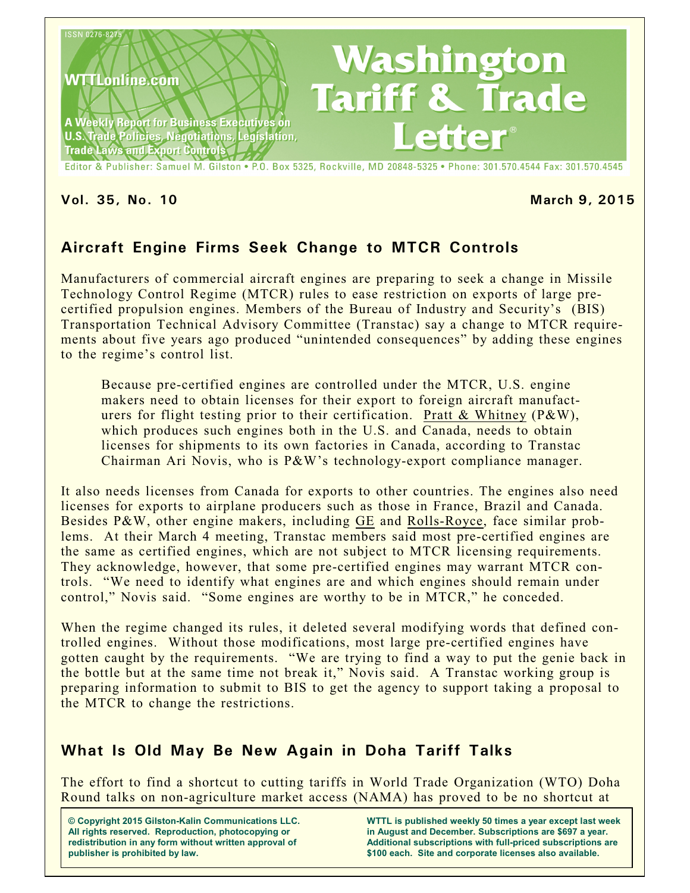ISSN 0276-8275

WTTLonline.com

A Weekly Report for Business Executives on U.S. Trade Policies, Negotiations, Legislation, Trade Laws and Export Controls

# Washington Tariff & Trade Letter®

Editor & Publisher: Samuel M. Gilston • P.O. Box 5325, Rockville, MD 20848-5325 • Phone: 301.570.4544 Fax: 301.570.4545

**Vol. 35, No. 10** **March 9, 2015**

## Aircraft Engine Firms Seek Change to MTCR Controls

Manufacturers of commercial aircraft engines are preparing to seek a change in Missile Technology Control Regime (MTCR) rules to ease restriction on exports of large pre-certified propulsion engines. Members of the Bureau of Industry and Security's (BIS) Transportation Technical Advisory Committee (Transtac) say a change to MTCR requirements about five years ago produced "unintended consequences" by adding these engines to the regime's control list.

> Because pre-certified engines are controlled under the MTCR, U.S. engine makers need to obtain licenses for their export to foreign aircraft manufacturers for flight testing prior to their certification. Pratt & Whitney (P&W), which produces such engines both in the U.S. and Canada, needs to obtain licenses for shipments to its own factories in Canada, according to Transtac Chairman Ari Novis, who is P&W's technology-export compliance manager.

It also needs licenses from Canada for exports to other countries. The engines also need licenses for exports to airplane producers such as those in France, Brazil and Canada. Besides P&W, other engine makers, including GE and Rolls-Royce, face similar problems. At their March 4 meeting, Transtac members said most pre-certified engines are the same as certified engines, which are not subject to MTCR licensing requirements. They acknowledge, however, that some pre-certified engines may warrant MTCR controls. "We need to identify what engines are and which engines should remain under control," Novis said. "Some engines are worthy to be in MTCR," he conceded.

When the regime changed its rules, it deleted several modifying words that defined controlled engines. Without those modifications, most large pre-certified engines have gotten caught by the requirements. "We are trying to find a way to put the genie back in the bottle but at the same time not break it," Novis said. A Transtac working group is preparing information to submit to BIS to get the agency to support taking a proposal to the MTCR to change the restrictions.

## What Is Old May Be New Again in Doha Tariff Talks

The effort to find a shortcut to cutting tariffs in World Trade Organization (WTO) Doha Round talks on non-agriculture market access (NAMA) has proved to be no shortcut at

**© Copyright 2015 Gilston-Kalin Communications LLC. All rights reserved. Reproduction, photocopying or redistribution in any form without written approval of publisher is prohibited by law.**

**WTTL is published weekly 50 times a year except last week in August and December. Subscriptions are $697 a year. Additional subscriptions with full-priced subscriptions are $100 each. Site and corporate licenses also available.**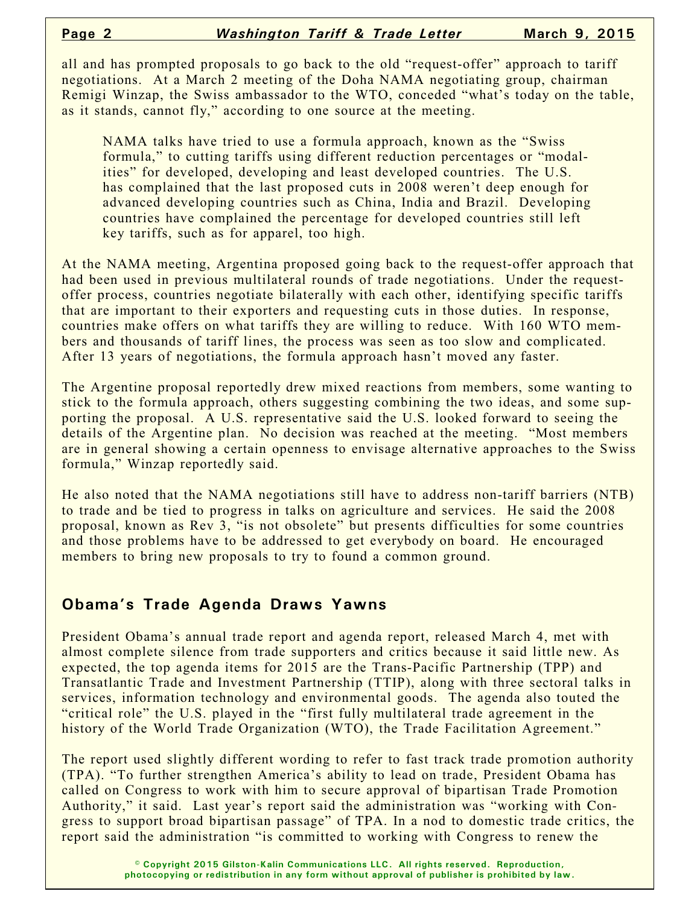all and has prompted proposals to go back to the old "request-offer" approach to tariff negotiations. At a March 2 meeting of the Doha NAMA negotiating group, chairman Remigi Winzap, the Swiss ambassador to the WTO, conceded "what's today on the table, as it stands, cannot fly," according to one source at the meeting.

> NAMA talks have tried to use a formula approach, known as the "Swiss formula," to cutting tariffs using different reduction percentages or "modalities" for developed, developing and least developed countries. The U.S. has complained that the last proposed cuts in 2008 weren't deep enough for advanced developing countries such as China, India and Brazil. Developing countries have complained the percentage for developed countries still left key tariffs, such as for apparel, too high.

At the NAMA meeting, Argentina proposed going back to the request-offer approach that had been used in previous multilateral rounds of trade negotiations. Under the request-offer process, countries negotiate bilaterally with each other, identifying specific tariffs that are important to their exporters and requesting cuts in those duties. In response, countries make offers on what tariffs they are willing to reduce. With 160 WTO members and thousands of tariff lines, the process was seen as too slow and complicated. After 13 years of negotiations, the formula approach hasn't moved any faster.

The Argentine proposal reportedly drew mixed reactions from members, some wanting to stick to the formula approach, others suggesting combining the two ideas, and some supporting the proposal. A U.S. representative said the U.S. looked forward to seeing the details of the Argentine plan. No decision was reached at the meeting. "Most members are in general showing a certain openness to envisage alternative approaches to the Swiss formula," Winzap reportedly said.

He also noted that the NAMA negotiations still have to address non-tariff barriers (NTB) to trade and be tied to progress in talks on agriculture and services. He said the 2008 proposal, known as Rev 3, "is not obsolete" but presents difficulties for some countries and those problems have to be addressed to get everybody on board. He encouraged members to bring new proposals to try to found a common ground.

## Obama's Trade Agenda Draws Yawns

President Obama's annual trade report and agenda report, released March 4, met with almost complete silence from trade supporters and critics because it said little new. As expected, the top agenda items for 2015 are the Trans-Pacific Partnership (TPP) and Transatlantic Trade and Investment Partnership (TTIP), along with three sectoral talks in services, information technology and environmental goods. The agenda also touted the "critical role" the U.S. played in the "first fully multilateral trade agreement in the history of the World Trade Organization (WTO), the Trade Facilitation Agreement."

The report used slightly different wording to refer to fast track trade promotion authority (TPA). "To further strengthen America's ability to lead on trade, President Obama has called on Congress to work with him to secure approval of bipartisan Trade Promotion Authority," it said. Last year's report said the administration was "working with Congress to support broad bipartisan passage" of TPA. In a nod to domestic trade critics, the report said the administration "is committed to working with Congress to renew the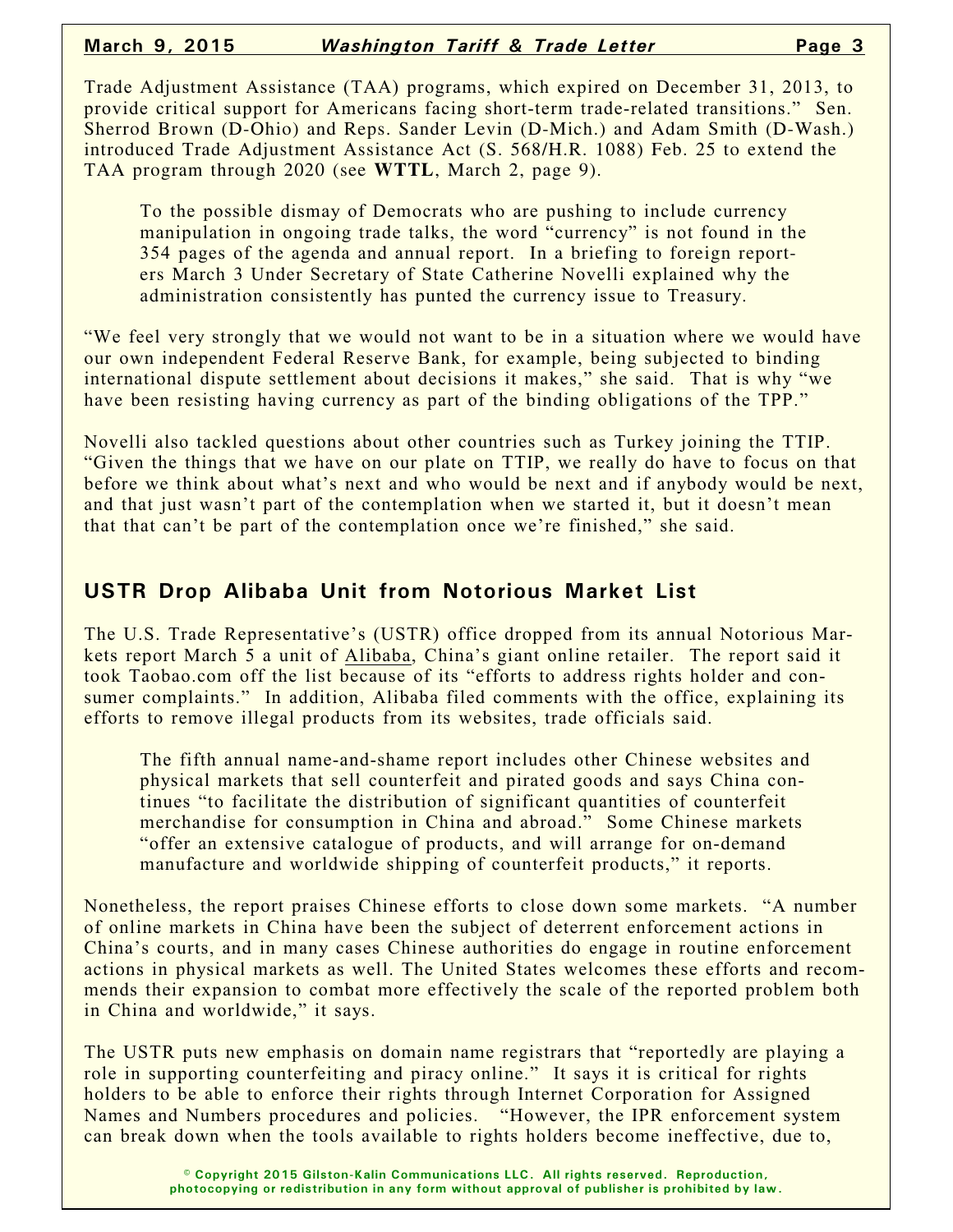Trade Adjustment Assistance (TAA) programs, which expired on December 31, 2013, to provide critical support for Americans facing short-term trade-related transitions." Sen. Sherrod Brown (D-Ohio) and Reps. Sander Levin (D-Mich.) and Adam Smith (D-Wash.) introduced Trade Adjustment Assistance Act (S. 568/H.R. 1088) Feb. 25 to extend the TAA program through 2020 (see **WTTL**, March 2, page 9).

To the possible dismay of Democrats who are pushing to include currency manipulation in ongoing trade talks, the word "currency" is not found in the 354 pages of the agenda and annual report. In a briefing to foreign reporters March 3 Under Secretary of State Catherine Novelli explained why the administration consistently has punted the currency issue to Treasury.

"We feel very strongly that we would not want to be in a situation where we would have our own independent Federal Reserve Bank, for example, being subjected to binding international dispute settlement about decisions it makes," she said. That is why "we have been resisting having currency as part of the binding obligations of the TPP."

Novelli also tackled questions about other countries such as Turkey joining the TTIP. "Given the things that we have on our plate on TTIP, we really do have to focus on that before we think about what's next and who would be next and if anybody would be next, and that just wasn't part of the contemplation when we started it, but it doesn't mean that that can't be part of the contemplation once we're finished," she said.

## USTR Drop Alibaba Unit from Notorious Market List

The U.S. Trade Representative's (USTR) office dropped from its annual Notorious Markets report March 5 a unit of Alibaba, China's giant online retailer. The report said it took Taobao.com off the list because of its "efforts to address rights holder and consumer complaints." In addition, Alibaba filed comments with the office, explaining its efforts to remove illegal products from its websites, trade officials said.

The fifth annual name-and-shame report includes other Chinese websites and physical markets that sell counterfeit and pirated goods and says China continues "to facilitate the distribution of significant quantities of counterfeit merchandise for consumption in China and abroad." Some Chinese markets "offer an extensive catalogue of products, and will arrange for on-demand manufacture and worldwide shipping of counterfeit products," it reports.

Nonetheless, the report praises Chinese efforts to close down some markets. "A number of online markets in China have been the subject of deterrent enforcement actions in China's courts, and in many cases Chinese authorities do engage in routine enforcement actions in physical markets as well. The United States welcomes these efforts and recommends their expansion to combat more effectively the scale of the reported problem both in China and worldwide," it says.

The USTR puts new emphasis on domain name registrars that "reportedly are playing a role in supporting counterfeiting and piracy online." It says it is critical for rights holders to be able to enforce their rights through Internet Corporation for Assigned Names and Numbers procedures and policies. "However, the IPR enforcement system can break down when the tools available to rights holders become ineffective, due to,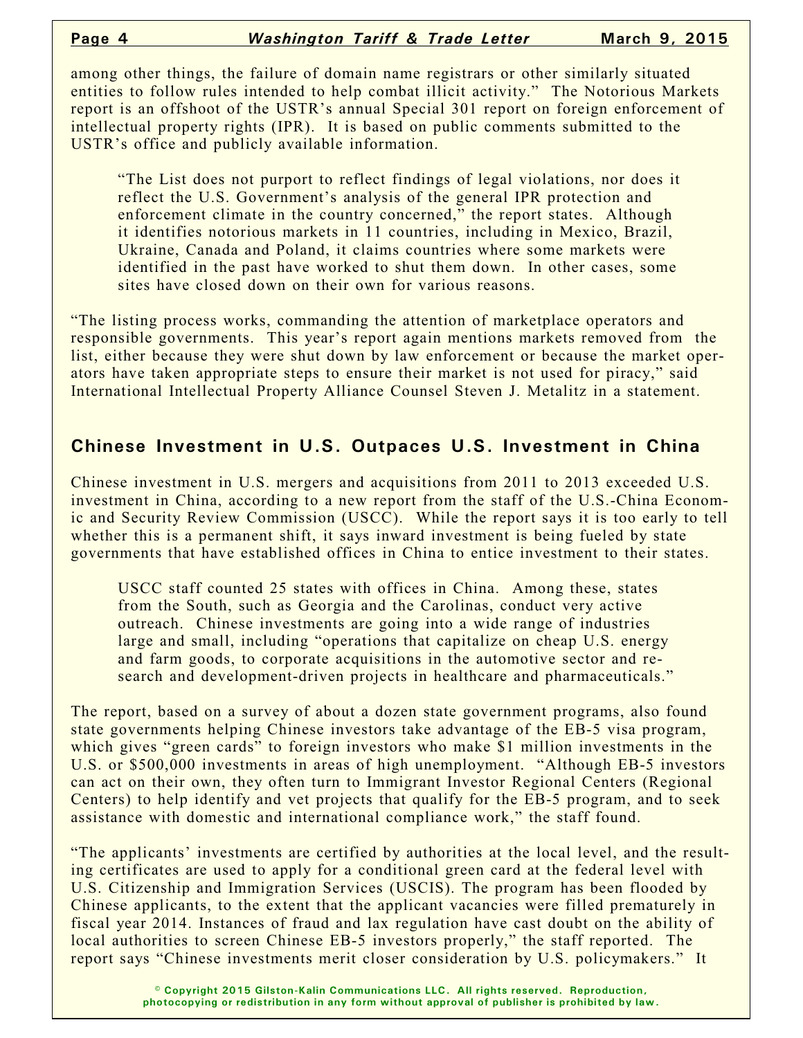among other things, the failure of domain name registrars or other similarly situated entities to follow rules intended to help combat illicit activity." The Notorious Markets report is an offshoot of the USTR's annual Special 301 report on foreign enforcement of intellectual property rights (IPR). It is based on public comments submitted to the USTR's office and publicly available information.

"The List does not purport to reflect findings of legal violations, nor does it reflect the U.S. Government's analysis of the general IPR protection and enforcement climate in the country concerned," the report states. Although it identifies notorious markets in 11 countries, including in Mexico, Brazil, Ukraine, Canada and Poland, it claims countries where some markets were identified in the past have worked to shut them down. In other cases, some sites have closed down on their own for various reasons.

"The listing process works, commanding the attention of marketplace operators and responsible governments. This year's report again mentions markets removed from the list, either because they were shut down by law enforcement or because the market operators have taken appropriate steps to ensure their market is not used for piracy," said International Intellectual Property Alliance Counsel Steven J. Metalitz in a statement.

## Chinese Investment in U.S. Outpaces U.S. Investment in China

Chinese investment in U.S. mergers and acquisitions from 2011 to 2013 exceeded U.S. investment in China, according to a new report from the staff of the U.S.-China Economic and Security Review Commission (USCC). While the report says it is too early to tell whether this is a permanent shift, it says inward investment is being fueled by state governments that have established offices in China to entice investment to their states.

USCC staff counted 25 states with offices in China. Among these, states from the South, such as Georgia and the Carolinas, conduct very active outreach. Chinese investments are going into a wide range of industries large and small, including "operations that capitalize on cheap U.S. energy and farm goods, to corporate acquisitions in the automotive sector and research and development-driven projects in healthcare and pharmaceuticals."

The report, based on a survey of about a dozen state government programs, also found state governments helping Chinese investors take advantage of the EB-5 visa program, which gives "green cards" to foreign investors who make $1 million investments in the U.S. or $500,000 investments in areas of high unemployment. "Although EB-5 investors can act on their own, they often turn to Immigrant Investor Regional Centers (Regional Centers) to help identify and vet projects that qualify for the EB-5 program, and to seek assistance with domestic and international compliance work," the staff found.

"The applicants' investments are certified by authorities at the local level, and the resulting certificates are used to apply for a conditional green card at the federal level with U.S. Citizenship and Immigration Services (USCIS). The program has been flooded by Chinese applicants, to the extent that the applicant vacancies were filled prematurely in fiscal year 2014. Instances of fraud and lax regulation have cast doubt on the ability of local authorities to screen Chinese EB-5 investors properly," the staff reported. The report says "Chinese investments merit closer consideration by U.S. policymakers." It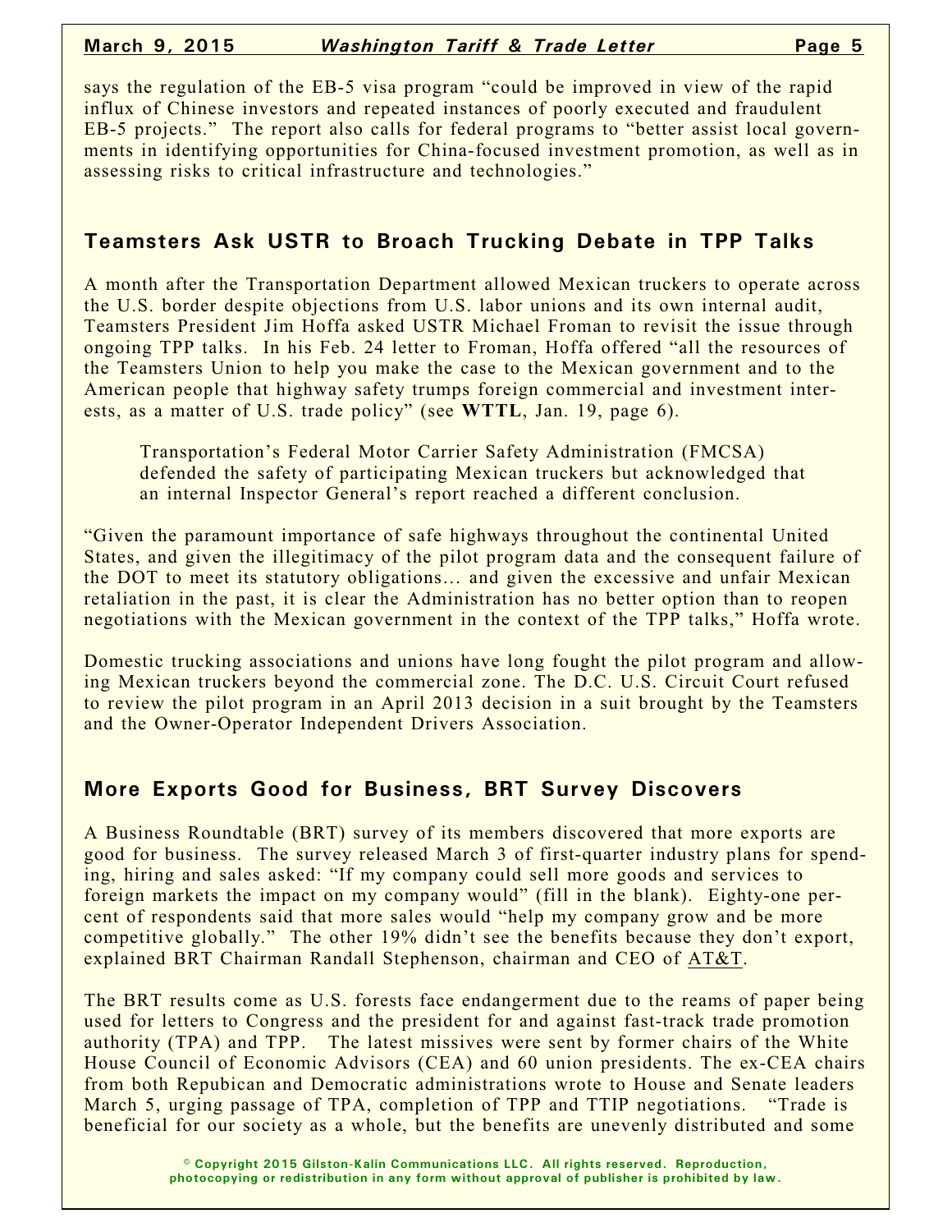says the regulation of the EB-5 visa program "could be improved in view of the rapid influx of Chinese investors and repeated instances of poorly executed and fraudulent EB-5 projects." The report also calls for federal programs to "better assist local governments in identifying opportunities for China-focused investment promotion, as well as in assessing risks to critical infrastructure and technologies."

## Teamsters Ask USTR to Broach Trucking Debate in TPP Talks

A month after the Transportation Department allowed Mexican truckers to operate across the U.S. border despite objections from U.S. labor unions and its own internal audit, Teamsters President Jim Hoffa asked USTR Michael Froman to revisit the issue through ongoing TPP talks. In his Feb. 24 letter to Froman, Hoffa offered "all the resources of the Teamsters Union to help you make the case to the Mexican government and to the American people that highway safety trumps foreign commercial and investment interests, as a matter of U.S. trade policy" (see **WTTL**, Jan. 19, page 6).

> Transportation's Federal Motor Carrier Safety Administration (FMCSA) defended the safety of participating Mexican truckers but acknowledged that an internal Inspector General's report reached a different conclusion.

"Given the paramount importance of safe highways throughout the continental United States, and given the illegitimacy of the pilot program data and the consequent failure of the DOT to meet its statutory obligations… and given the excessive and unfair Mexican retaliation in the past, it is clear the Administration has no better option than to reopen negotiations with the Mexican government in the context of the TPP talks," Hoffa wrote.

Domestic trucking associations and unions have long fought the pilot program and allowing Mexican truckers beyond the commercial zone. The D.C. U.S. Circuit Court refused to review the pilot program in an April 2013 decision in a suit brought by the Teamsters and the Owner-Operator Independent Drivers Association.

## More Exports Good for Business, BRT Survey Discovers

A Business Roundtable (BRT) survey of its members discovered that more exports are good for business. The survey released March 3 of first-quarter industry plans for spending, hiring and sales asked: "If my company could sell more goods and services to foreign markets the impact on my company would" (fill in the blank). Eighty-one percent of respondents said that more sales would "help my company grow and be more competitive globally." The other 19% didn't see the benefits because they don't export, explained BRT Chairman Randall Stephenson, chairman and CEO of AT&T.

The BRT results come as U.S. forests face endangerment due to the reams of paper being used for letters to Congress and the president for and against fast-track trade promotion authority (TPA) and TPP. The latest missives were sent by former chairs of the White House Council of Economic Advisors (CEA) and 60 union presidents. The ex-CEA chairs from both Repubican and Democratic administrations wrote to House and Senate leaders March 5, urging passage of TPA, completion of TPP and TTIP negotiations. "Trade is beneficial for our society as a whole, but the benefits are unevenly distributed and some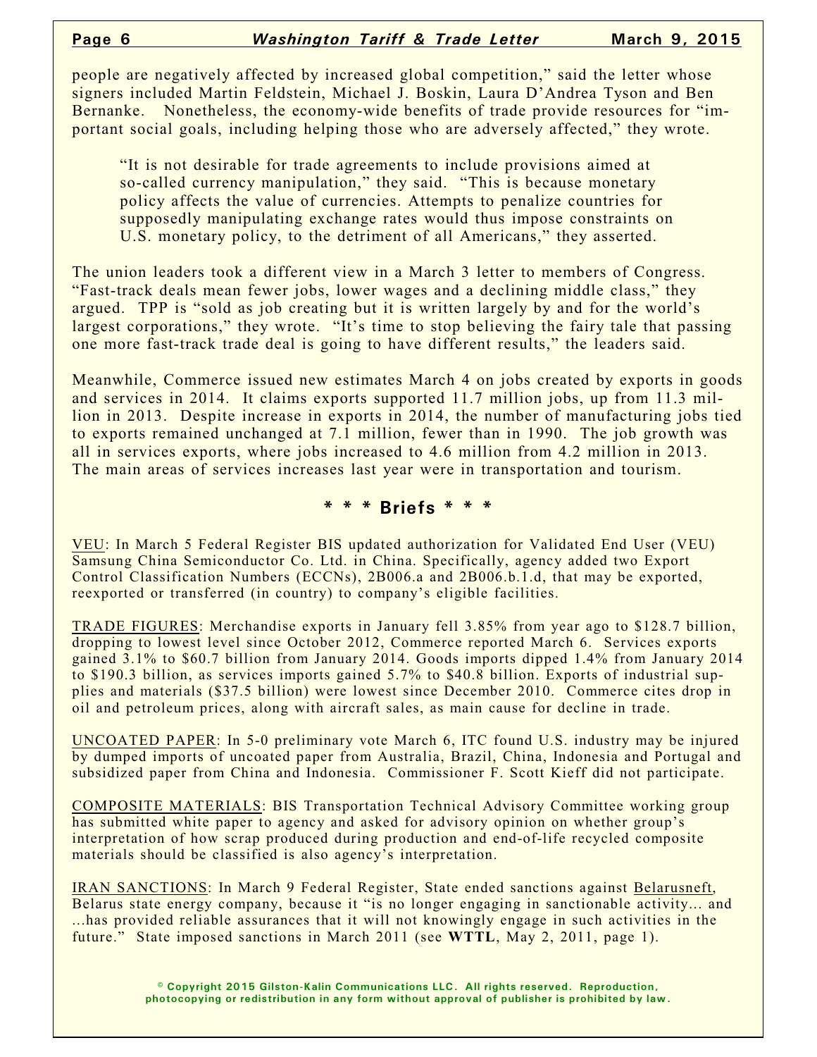people are negatively affected by increased global competition," said the letter whose signers included Martin Feldstein, Michael J. Boskin, Laura D'Andrea Tyson and Ben Bernanke. Nonetheless, the economy-wide benefits of trade provide resources for "important social goals, including helping those who are adversely affected," they wrote.

> "It is not desirable for trade agreements to include provisions aimed at so-called currency manipulation," they said. "This is because monetary policy affects the value of currencies. Attempts to penalize countries for supposedly manipulating exchange rates would thus impose constraints on U.S. monetary policy, to the detriment of all Americans," they asserted.

The union leaders took a different view in a March 3 letter to members of Congress. "Fast-track deals mean fewer jobs, lower wages and a declining middle class," they argued. TPP is "sold as job creating but it is written largely by and for the world's largest corporations," they wrote. "It's time to stop believing the fairy tale that passing one more fast-track trade deal is going to have different results," the leaders said.

Meanwhile, Commerce issued new estimates March 4 on jobs created by exports in goods and services in 2014. It claims exports supported 11.7 million jobs, up from 11.3 million in 2013. Despite increase in exports in 2014, the number of manufacturing jobs tied to exports remained unchanged at 7.1 million, fewer than in 1990. The job growth was all in services exports, where jobs increased to 4.6 million from 4.2 million in 2013. The main areas of services increases last year were in transportation and tourism.

## * * * Briefs * * *

VEU: In March 5 Federal Register BIS updated authorization for Validated End User (VEU) Samsung China Semiconductor Co. Ltd. in China. Specifically, agency added two Export Control Classification Numbers (ECCNs), 2B006.a and 2B006.b.1.d, that may be exported, reexported or transferred (in country) to company's eligible facilities.

TRADE FIGURES: Merchandise exports in January fell 3.85% from year ago to $128.7 billion, dropping to lowest level since October 2012, Commerce reported March 6. Services exports gained 3.1% to $60.7 billion from January 2014. Goods imports dipped 1.4% from January 2014 to $190.3 billion, as services imports gained 5.7% to $40.8 billion. Exports of industrial supplies and materials ($37.5 billion) were lowest since December 2010. Commerce cites drop in oil and petroleum prices, along with aircraft sales, as main cause for decline in trade.

UNCOATED PAPER: In 5-0 preliminary vote March 6, ITC found U.S. industry may be injured by dumped imports of uncoated paper from Australia, Brazil, China, Indonesia and Portugal and subsidized paper from China and Indonesia. Commissioner F. Scott Kieff did not participate.

COMPOSITE MATERIALS: BIS Transportation Technical Advisory Committee working group has submitted white paper to agency and asked for advisory opinion on whether group's interpretation of how scrap produced during production and end-of-life recycled composite materials should be classified is also agency's interpretation.

IRAN SANCTIONS: In March 9 Federal Register, State ended sanctions against Belarusneft, Belarus state energy company, because it "is no longer engaging in sanctionable activity... and ...has provided reliable assurances that it will not knowingly engage in such activities in the future." State imposed sanctions in March 2011 (see **WTTL**, May 2, 2011, page 1).

© Copyright 2015 Gilston-Kalin Communications LLC. All rights reserved. Reproduction, photocopying or redistribution in any form without approval of publisher is prohibited by law.